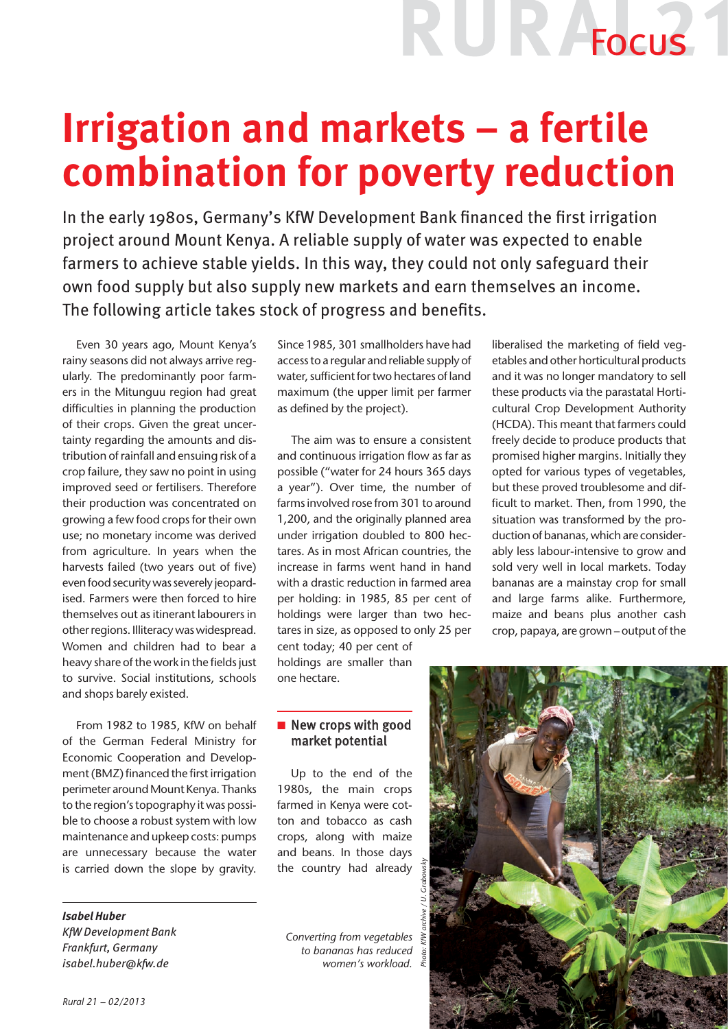# Irrigation and markets – a fertile combination for poverty reduction

In the early 1980s, Germany's KfW Development Bank financed the first irrigation project around Mount Kenya. A reliable supply of water was expected to enable farmers to achieve stable yields. In this way, they could not only safeguard their own food supply but also supply new markets and earn themselves an income. The following article takes stock of progress and benefits.

Even 30 years ago, Mount Kenya's rainy seasons did not always arrive regularly. The predominantly poor farmers in the Mitunguu region had great difficulties in planning the production of their crops. Given the great uncertainty regarding the amounts and distribution of rainfall and ensuing risk of a crop failure, they saw no point in using improved seed or fertilisers. Therefore their production was concentrated on growing a few food crops for their own use; no monetary income was derived from agriculture. In years when the harvests failed (two years out of five) even food security was severely jeopardised. Farmers were then forced to hire themselves out as itinerant labourers in other regions. Illiteracy was widespread. Women and children had to bear a heavy share of the work in the fields just to survive. Social institutions, schools and shops barely existed.

From 1982 to 1985, KfW on behalf of the German Federal Ministry for Economic Cooperation and Development (BMZ) financed the first irrigation perimeter around Mount Kenya. Thanks to the region's topography it was possible to choose a robust system with low maintenance and upkeep costs: pumps are unnecessary because the water is carried down the slope by gravity. Since 1985, 301 smallholders have had access to a regular and reliable supply of water, sufficient for two hectares of land maximum (the upper limit per farmer as defined by the project).

The aim was to ensure a consistent and continuous irrigation flow as far as possible ("water for 24 hours 365 days a year"). Over time, the number of farms involved rose from 301 to around 1,200, and the originally planned area under irrigation doubled to 800 hectares. As in most African countries, the increase in farms went hand in hand with a drastic reduction in farmed area per holding: in 1985, 85 per cent of holdings were larger than two hectares in size, as opposed to only 25 per cent today; 40 per cent of holdings are smaller than one hectare.

## New crops with good market potential

Up to the end of the 1980s, the main crops farmed in Kenya were cotton and tobacco as cash crops, along with maize and beans. In those days the country had already liberalised the marketing of field vegetables and other horticultural products and it was no longer mandatory to sell these products via the parastatal Horticultural Crop Development Authority (HCDA). This meant that farmers could freely decide to produce products that promised higher margins. Initially they opted for various types of vegetables, but these proved troublesome and difficult to market. Then, from 1990, the situation was transformed by the production of bananas, which are considerably less labour-intensive to grow and sold very well in local markets. Today bananas are a mainstay crop for small and large farms alike. Furthermore, maize and beans plus another cash crop, papaya, are grown – output of the

*Converting from vegetables to bananas has reduced women's workload.*

*Photo: KfW archive / U. Grabowsky*

***Isabel Huber***
*KfW Development Bank*
*Frankfurt, Germany*
*isabel.huber@kfw.de*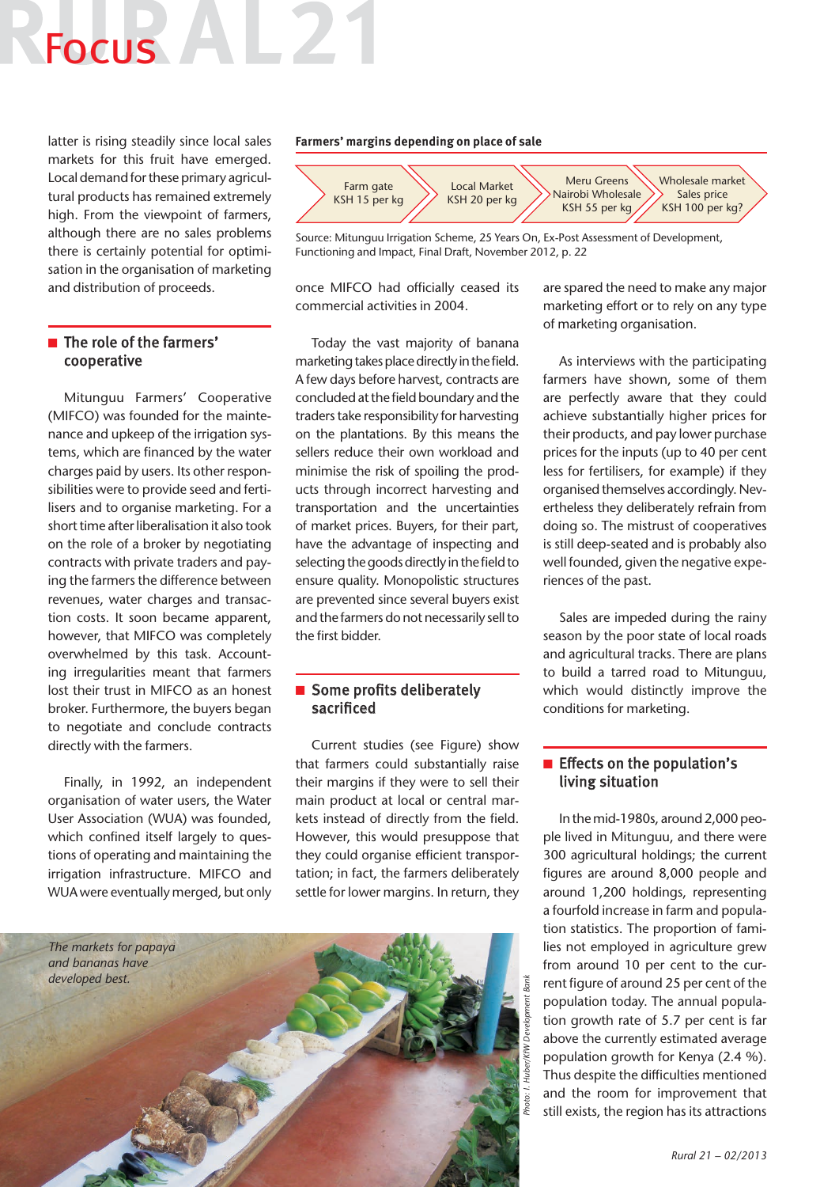latter is rising steadily since local sales markets for this fruit have emerged. Local demand for these primary agricultural products has remained extremely high. From the viewpoint of farmers, although there are no sales problems there is certainly potential for optimisation in the organisation of marketing and distribution of proceeds.

## The role of the farmers' cooperative

Mitunguu Farmers' Cooperative (MIFCO) was founded for the maintenance and upkeep of the irrigation systems, which are financed by the water charges paid by users. Its other responsibilities were to provide seed and fertilisers and to organise marketing. For a short time after liberalisation it also took on the role of a broker by negotiating contracts with private traders and paying the farmers the difference between revenues, water charges and transaction costs. It soon became apparent, however, that MIFCO was completely overwhelmed by this task. Accounting irregularities meant that farmers lost their trust in MIFCO as an honest broker. Furthermore, the buyers began to negotiate and conclude contracts directly with the farmers.

Finally, in 1992, an independent organisation of water users, the Water User Association (WUA) was founded, which confined itself largely to questions of operating and maintaining the irrigation infrastructure. MIFCO and WUA were eventually merged, but only once MIFCO had officially ceased its commercial activities in 2004.

**Farmers' margins depending on place of sale**

| Farm gate | Local Market | Meru Greens Nairobi Wholesale | Wholesale market Sales price |
|---|---|---|---|
| KSH 15 per kg | KSH 20 per kg | KSH 55 per kg | KSH 100 per kg? |

Source: Mitunguu Irrigation Scheme, 25 Years On, Ex-Post Assessment of Development, Functioning and Impact, Final Draft, November 2012, p. 22

Today the vast majority of banana marketing takes place directly in the field. A few days before harvest, contracts are concluded at the field boundary and the traders take responsibility for harvesting on the plantations. By this means the sellers reduce their own workload and minimise the risk of spoiling the products through incorrect harvesting and transportation and the uncertainties of market prices. Buyers, for their part, have the advantage of inspecting and selecting the goods directly in the field to ensure quality. Monopolistic structures are prevented since several buyers exist and the farmers do not necessarily sell to the first bidder.

## Some profits deliberately sacrificed

Current studies (see Figure) show that farmers could substantially raise their margins if they were to sell their main product at local or central markets instead of directly from the field. However, this would presuppose that they could organise efficient transportation; in fact, the farmers deliberately settle for lower margins. In return, they are spared the need to make any major marketing effort or to rely on any type of marketing organisation.

As interviews with the participating farmers have shown, some of them are perfectly aware that they could achieve substantially higher prices for their products, and pay lower purchase prices for the inputs (up to 40 per cent less for fertilisers, for example) if they organised themselves accordingly. Nevertheless they deliberately refrain from doing so. The mistrust of cooperatives is still deep-seated and is probably also well founded, given the negative experiences of the past.

Sales are impeded during the rainy season by the poor state of local roads and agricultural tracks. There are plans to build a tarred road to Mitunguu, which would distinctly improve the conditions for marketing.

## Effects on the population's living situation

In the mid-1980s, around 2,000 people lived in Mitunguu, and there were 300 agricultural holdings; the current figures are around 8,000 people and around 1,200 holdings, representing a fourfold increase in farm and population statistics. The proportion of families not employed in agriculture grew from around 10 per cent to the current figure of around 25 per cent of the population today. The annual population growth rate of 5.7 per cent is far above the currently estimated average population growth for Kenya (2.4 %). Thus despite the difficulties mentioned and the room for improvement that still exists, the region has its attractions

*The markets for papaya and bananas have developed best.*

*Photo: I. Huber/KfW Development Bank*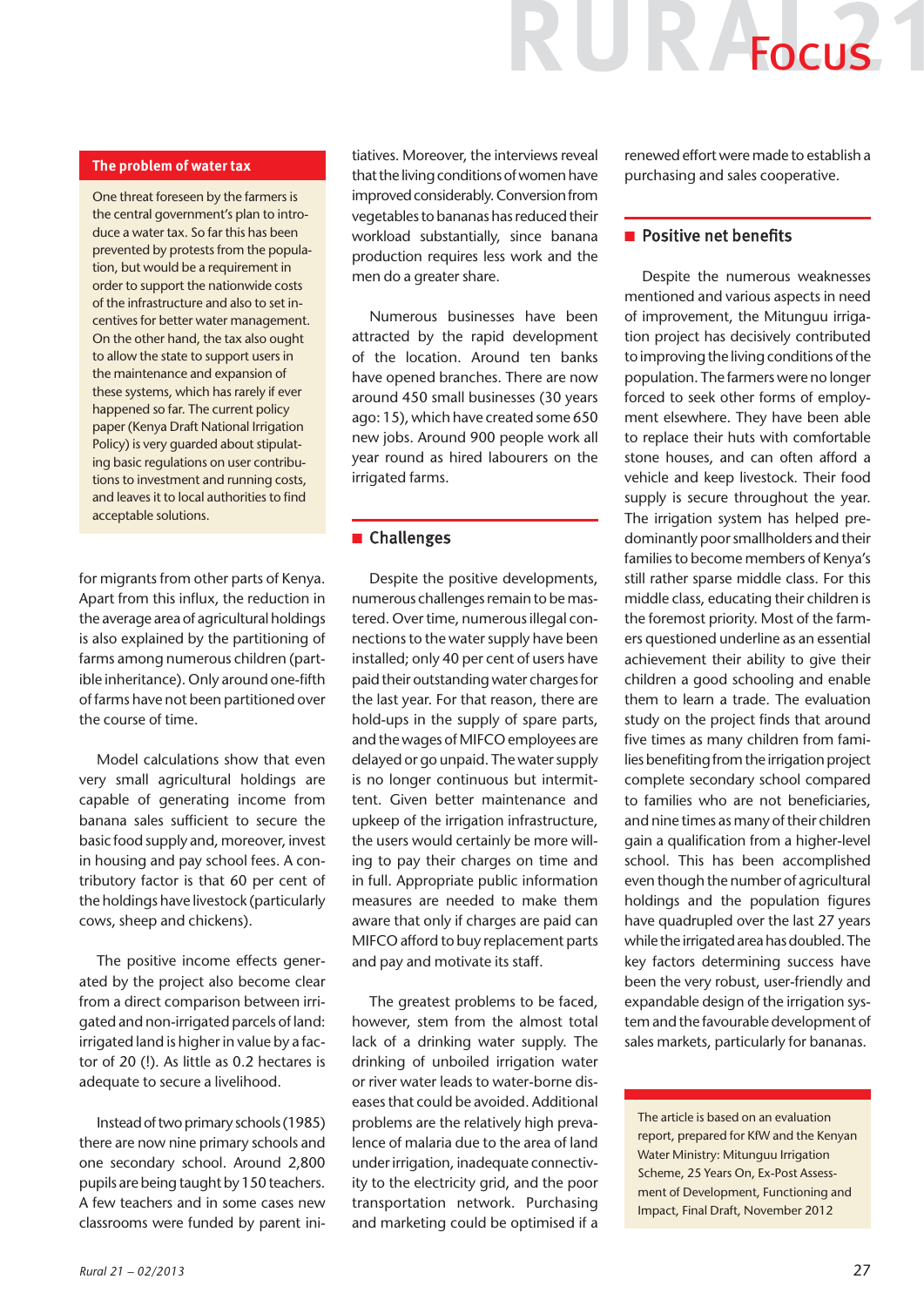## The problem of water tax

One threat foreseen by the farmers is the central government's plan to introduce a water tax. So far this has been prevented by protests from the population, but would be a requirement in order to support the nationwide costs of the infrastructure and also to set incentives for better water management. On the other hand, the tax also ought to allow the state to support users in the maintenance and expansion of these systems, which has rarely if ever happened so far. The current policy paper (Kenya Draft National Irrigation Policy) is very guarded about stipulating basic regulations on user contributions to investment and running costs, and leaves it to local authorities to find acceptable solutions.

for migrants from other parts of Kenya. Apart from this influx, the reduction in the average area of agricultural holdings is also explained by the partitioning of farms among numerous children (partible inheritance). Only around one-fifth of farms have not been partitioned over the course of time.

Model calculations show that even very small agricultural holdings are capable of generating income from banana sales sufficient to secure the basic food supply and, moreover, invest in housing and pay school fees. A contributory factor is that 60 per cent of the holdings have livestock (particularly cows, sheep and chickens).

The positive income effects generated by the project also become clear from a direct comparison between irrigated and non-irrigated parcels of land: irrigated land is higher in value by a factor of 20 (!). As little as 0.2 hectares is adequate to secure a livelihood.

Instead of two primary schools (1985) there are now nine primary schools and one secondary school. Around 2,800 pupils are being taught by 150 teachers. A few teachers and in some cases new classrooms were funded by parent initiatives. Moreover, the interviews reveal that the living conditions of women have improved considerably. Conversion from vegetables to bananas has reduced their workload substantially, since banana production requires less work and the men do a greater share.

Numerous businesses have been attracted by the rapid development of the location. Around ten banks have opened branches. There are now around 450 small businesses (30 years ago: 15), which have created some 650 new jobs. Around 900 people work all year round as hired labourers on the irrigated farms.

## Challenges

Despite the positive developments, numerous challenges remain to be mastered. Over time, numerous illegal connections to the water supply have been installed; only 40 per cent of users have paid their outstanding water charges for the last year. For that reason, there are hold-ups in the supply of spare parts, and the wages of MIFCO employees are delayed or go unpaid. The water supply is no longer continuous but intermittent. Given better maintenance and upkeep of the irrigation infrastructure, the users would certainly be more willing to pay their charges on time and in full. Appropriate public information measures are needed to make them aware that only if charges are paid can MIFCO afford to buy replacement parts and pay and motivate its staff.

The greatest problems to be faced, however, stem from the almost total lack of a drinking water supply. The drinking of unboiled irrigation water or river water leads to water-borne diseases that could be avoided. Additional problems are the relatively high prevalence of malaria due to the area of land under irrigation, inadequate connectivity to the electricity grid, and the poor transportation network. Purchasing and marketing could be optimised if a renewed effort were made to establish a purchasing and sales cooperative.

## Positive net benefits

Despite the numerous weaknesses mentioned and various aspects in need of improvement, the Mitunguu irrigation project has decisively contributed to improving the living conditions of the population. The farmers were no longer forced to seek other forms of employment elsewhere. They have been able to replace their huts with comfortable stone houses, and can often afford a vehicle and keep livestock. Their food supply is secure throughout the year. The irrigation system has helped predominantly poor smallholders and their families to become members of Kenya's still rather sparse middle class. For this middle class, educating their children is the foremost priority. Most of the farmers questioned underline as an essential achievement their ability to give their children a good schooling and enable them to learn a trade. The evaluation study on the project finds that around five times as many children from families benefiting from the irrigation project complete secondary school compared to families who are not beneficiaries, and nine times as many of their children gain a qualification from a higher-level school. This has been accomplished even though the number of agricultural holdings and the population figures have quadrupled over the last 27 years while the irrigated area has doubled. The key factors determining success have been the very robust, user-friendly and expandable design of the irrigation system and the favourable development of sales markets, particularly for bananas.

The article is based on an evaluation report, prepared for KfW and the Kenyan Water Ministry: Mitunguu Irrigation Scheme, 25 Years On, Ex-Post Assessment of Development, Functioning and Impact, Final Draft, November 2012